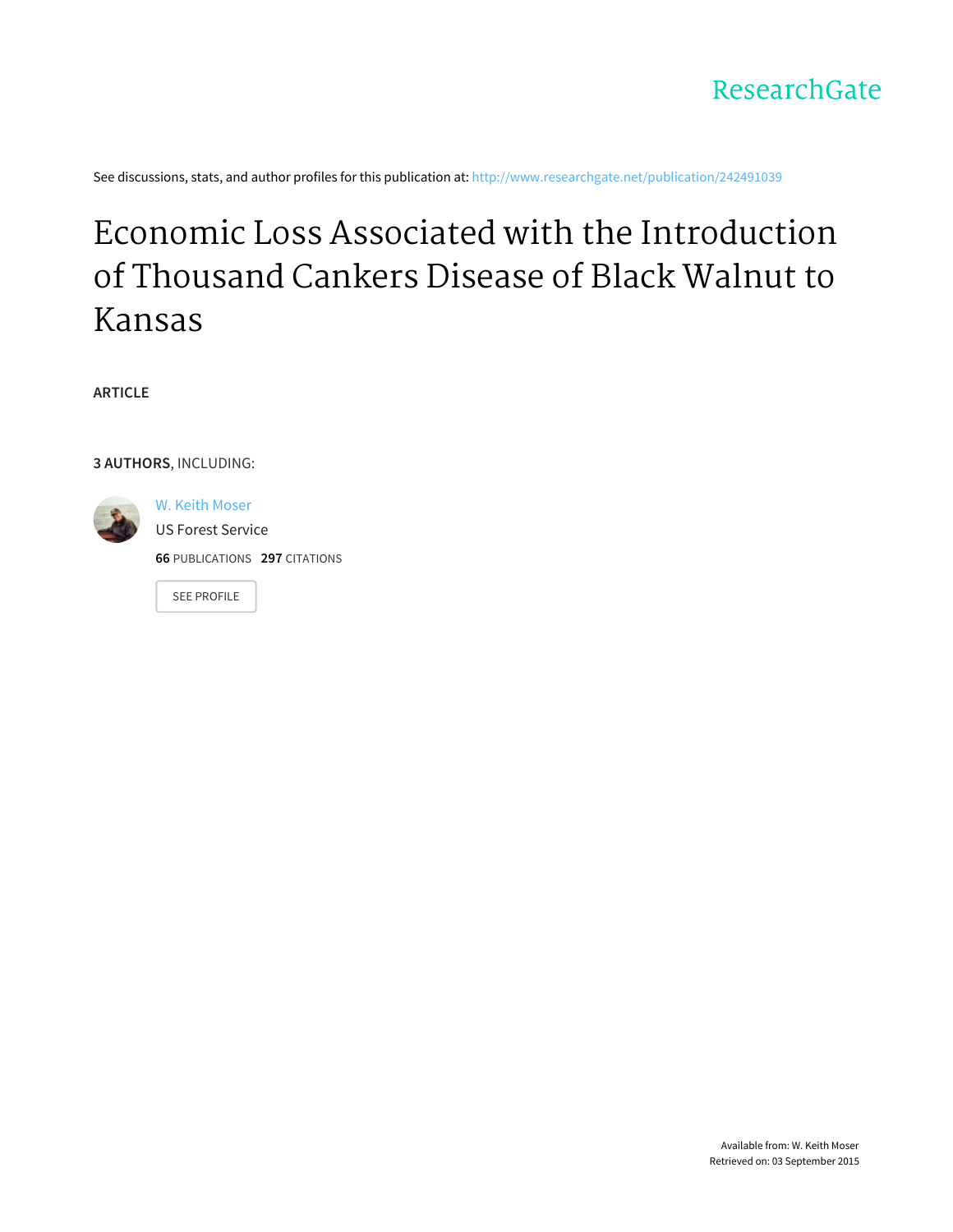ResearchGate

See discussions, stats, and author profiles for this publication at: http://www.researchgate.net/publication/242491039

# Economic Loss Associated with the Introduction of Thousand Cankers Disease of Black Walnut to Kansas

**ARTICLE**

**3 AUTHORS**, INCLUDING:

W. Keith Moser
US Forest Service

**66** PUBLICATIONS **297** CITATIONS

SEE PROFILE

Available from: W. Keith Moser
Retrieved on: 03 September 2015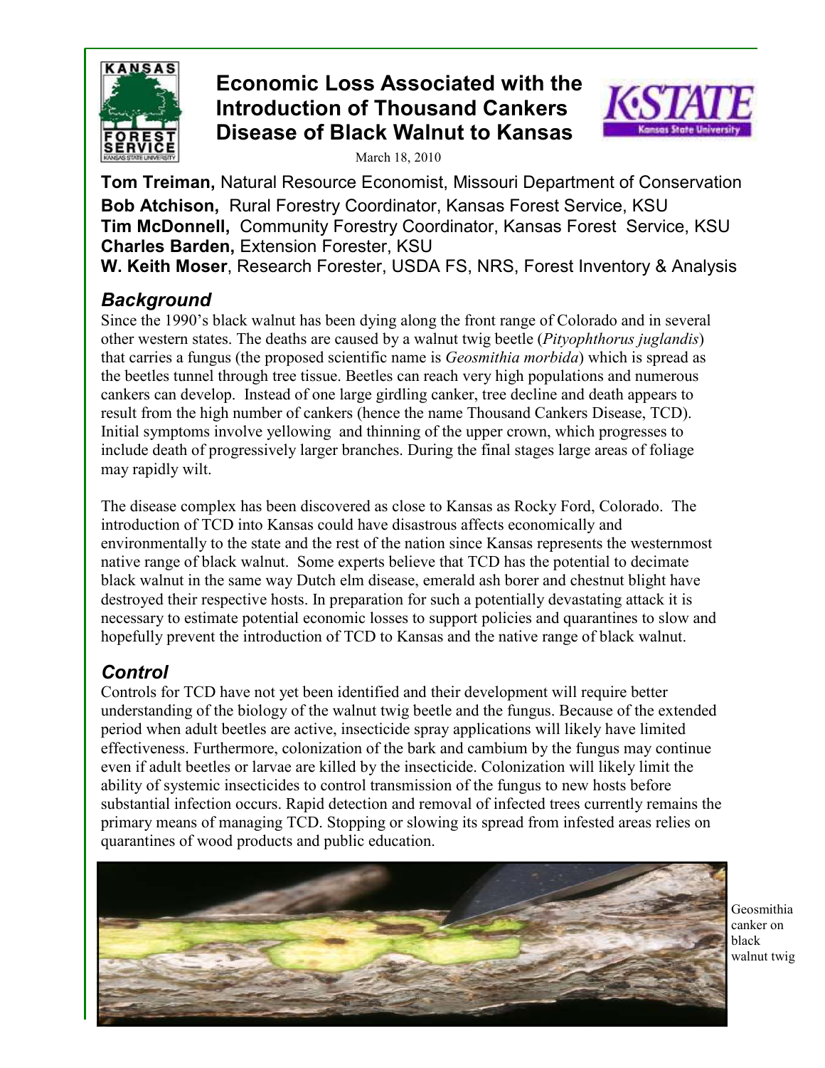# Economic Loss Associated with the Introduction of Thousand Cankers Disease of Black Walnut to Kansas

March 18, 2010

**Tom Treiman,** Natural Resource Economist, Missouri Department of Conservation
**Bob Atchison,** Rural Forestry Coordinator, Kansas Forest Service, KSU
**Tim McDonnell,** Community Forestry Coordinator, Kansas Forest Service, KSU
**Charles Barden,** Extension Forester, KSU
**W. Keith Moser**, Research Forester, USDA FS, NRS, Forest Inventory & Analysis

## *Background*

Since the 1990's black walnut has been dying along the front range of Colorado and in several other western states. The deaths are caused by a walnut twig beetle (*Pityophthorus juglandis*) that carries a fungus (the proposed scientific name is *Geosmithia morbida*) which is spread as the beetles tunnel through tree tissue. Beetles can reach very high populations and numerous cankers can develop. Instead of one large girdling canker, tree decline and death appears to result from the high number of cankers (hence the name Thousand Cankers Disease, TCD). Initial symptoms involve yellowing and thinning of the upper crown, which progresses to include death of progressively larger branches. During the final stages large areas of foliage may rapidly wilt.

The disease complex has been discovered as close to Kansas as Rocky Ford, Colorado. The introduction of TCD into Kansas could have disastrous affects economically and environmentally to the state and the rest of the nation since Kansas represents the westernmost native range of black walnut. Some experts believe that TCD has the potential to decimate black walnut in the same way Dutch elm disease, emerald ash borer and chestnut blight have destroyed their respective hosts. In preparation for such a potentially devastating attack it is necessary to estimate potential economic losses to support policies and quarantines to slow and hopefully prevent the introduction of TCD to Kansas and the native range of black walnut.

## *Control*

Controls for TCD have not yet been identified and their development will require better understanding of the biology of the walnut twig beetle and the fungus. Because of the extended period when adult beetles are active, insecticide spray applications will likely have limited effectiveness. Furthermore, colonization of the bark and cambium by the fungus may continue even if adult beetles or larvae are killed by the insecticide. Colonization will likely limit the ability of systemic insecticides to control transmission of the fungus to new hosts before substantial infection occurs. Rapid detection and removal of infected trees currently remains the primary means of managing TCD. Stopping or slowing its spread from infested areas relies on quarantines of wood products and public education.

Geosmithia canker on black walnut twig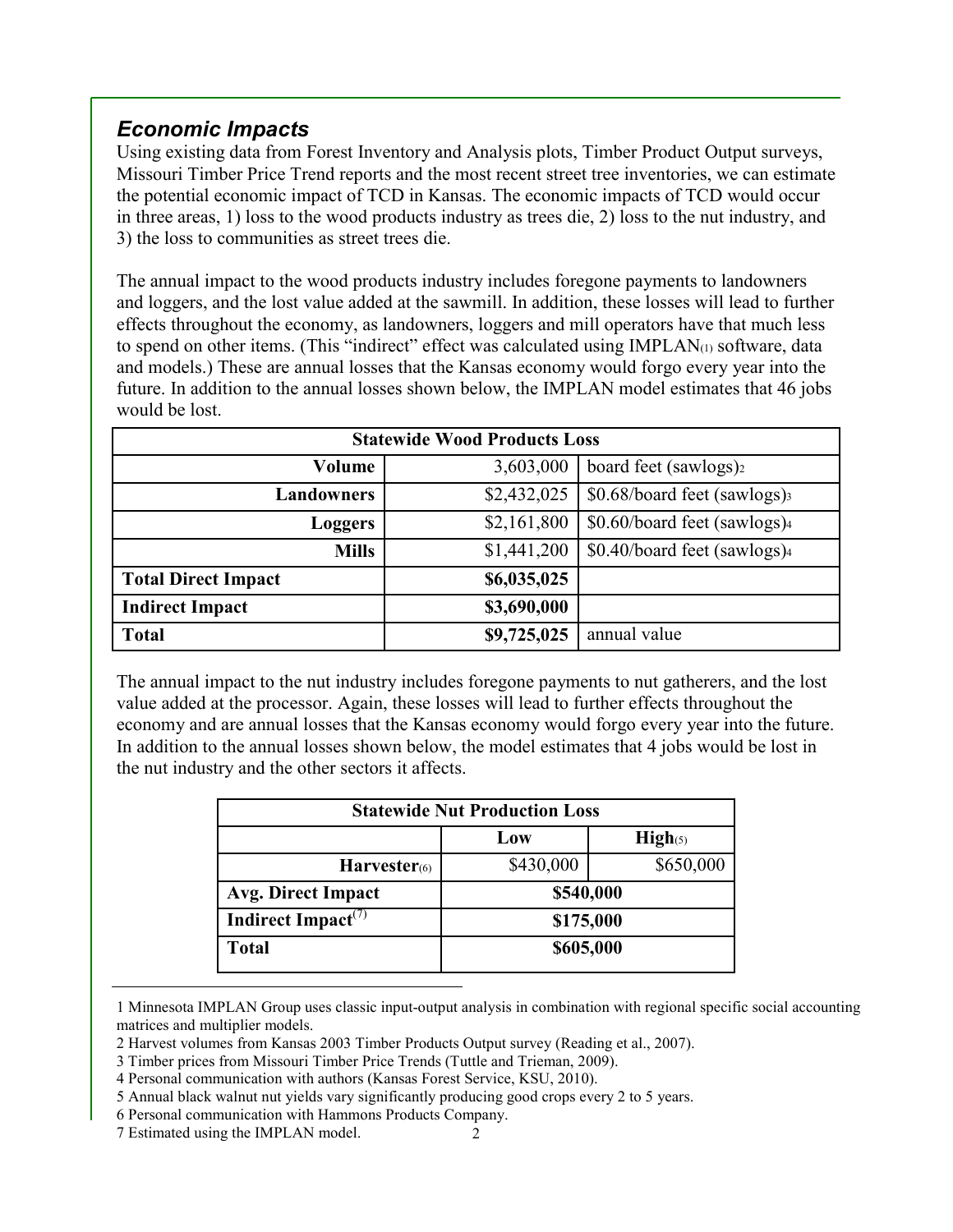## *Economic Impacts*

Using existing data from Forest Inventory and Analysis plots, Timber Product Output surveys, Missouri Timber Price Trend reports and the most recent street tree inventories, we can estimate the potential economic impact of TCD in Kansas. The economic impacts of TCD would occur in three areas, 1) loss to the wood products industry as trees die, 2) loss to the nut industry, and 3) the loss to communities as street trees die.

The annual impact to the wood products industry includes foregone payments to landowners and loggers, and the lost value added at the sawmill. In addition, these losses will lead to further effects throughout the economy, as landowners, loggers and mill operators have that much less to spend on other items. (This "indirect" effect was calculated using IMPLAN(1) software, data and models.) These are annual losses that the Kansas economy would forgo every year into the future. In addition to the annual losses shown below, the IMPLAN model estimates that 46 jobs would be lost.

| Statewide Wood Products Loss | | |
|---|---|---|
| **Volume** | 3,603,000 | board feet (sawlogs)2 |
| **Landowners** | $2,432,025 | $0.68/board feet (sawlogs)3 |
| **Loggers** | $2,161,800 | $0.60/board feet (sawlogs)4 |
| **Mills** | $1,441,200 | $0.40/board feet (sawlogs)4 |
| **Total Direct Impact** | **$6,035,025** | |
| **Indirect Impact** | **$3,690,000** | |
| **Total** | **$9,725,025** | annual value |

The annual impact to the nut industry includes foregone payments to nut gatherers, and the lost value added at the processor. Again, these losses will lead to further effects throughout the economy and are annual losses that the Kansas economy would forgo every year into the future. In addition to the annual losses shown below, the model estimates that 4 jobs would be lost in the nut industry and the other sectors it affects.

| Statewide Nut Production Loss | | |
|---|---|---|
| | **Low** | **High**(5) |
| **Harvester**(6) | $430,000 | $650,000 |
| **Avg. Direct Impact** | **$540,000** | |
| **Indirect Impact**(7) | **$175,000** | |
| **Total** | **$605,000** | |

---

1 Minnesota IMPLAN Group uses classic input-output analysis in combination with regional specific social accounting matrices and multiplier models.

2 Harvest volumes from Kansas 2003 Timber Products Output survey (Reading et al., 2007).

3 Timber prices from Missouri Timber Price Trends (Tuttle and Trieman, 2009).

4 Personal communication with authors (Kansas Forest Service, KSU, 2010).

5 Annual black walnut nut yields vary significantly producing good crops every 2 to 5 years.

6 Personal communication with Hammons Products Company.

7 Estimated using the IMPLAN model.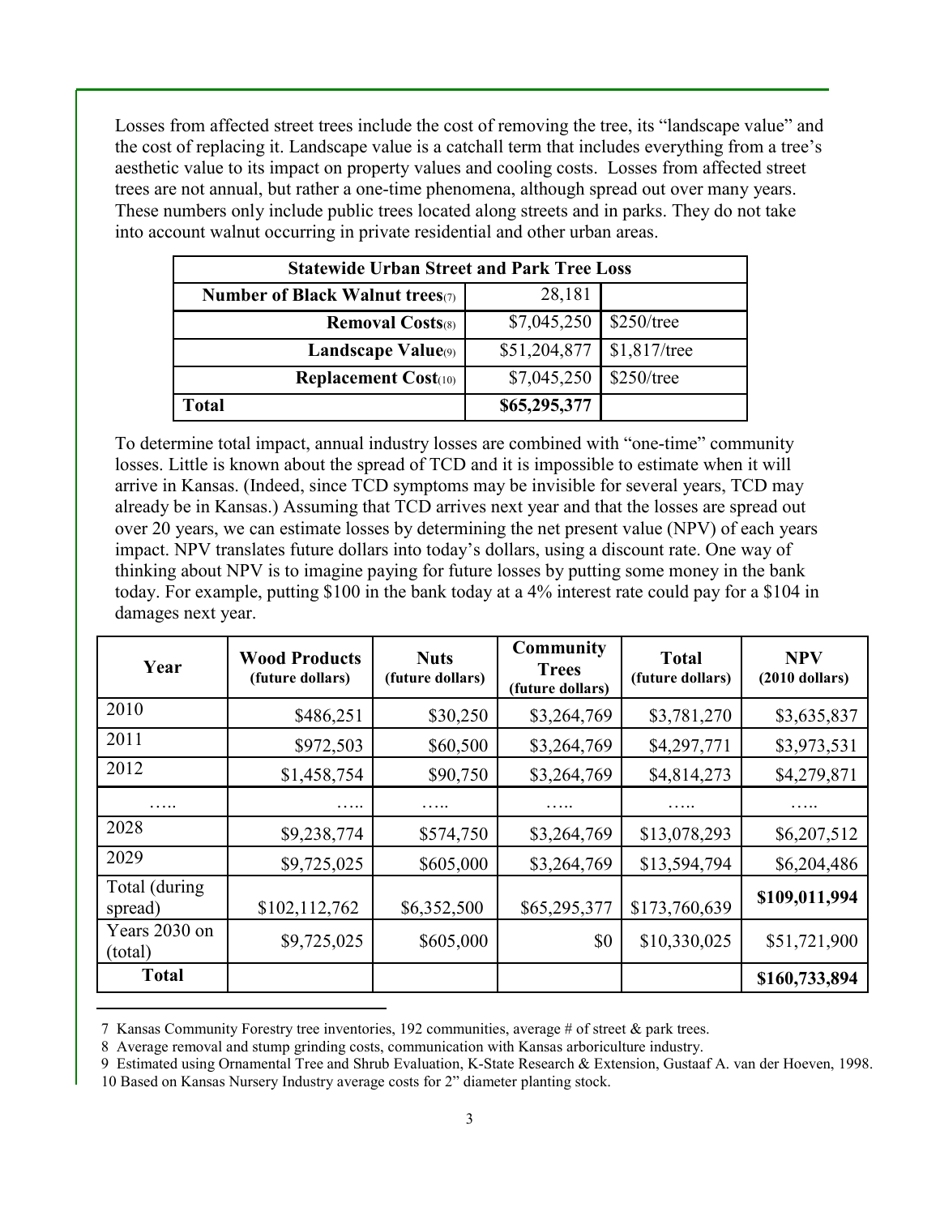Losses from affected street trees include the cost of removing the tree, its "landscape value" and the cost of replacing it. Landscape value is a catchall term that includes everything from a tree's aesthetic value to its impact on property values and cooling costs. Losses from affected street trees are not annual, but rather a one-time phenomena, although spread out over many years. These numbers only include public trees located along streets and in parks. They do not take into account walnut occurring in private residential and other urban areas.

| Statewide Urban Street and Park Tree Loss | | |
|---|---|---|
| **Number of Black Walnut trees**(7) | 28,181 | |
| **Removal Costs**(8) | $7,045,250 | $250/tree |
| **Landscape Value**(9) | $51,204,877 | $1,817/tree |
| **Replacement Cost**(10) | $7,045,250 | $250/tree |
| **Total** | **$65,295,377** | |

To determine total impact, annual industry losses are combined with "one-time" community losses. Little is known about the spread of TCD and it is impossible to estimate when it will arrive in Kansas. (Indeed, since TCD symptoms may be invisible for several years, TCD may already be in Kansas.) Assuming that TCD arrives next year and that the losses are spread out over 20 years, we can estimate losses by determining the net present value (NPV) of each years impact. NPV translates future dollars into today's dollars, using a discount rate. One way of thinking about NPV is to imagine paying for future losses by putting some money in the bank today. For example, putting $100 in the bank today at a 4% interest rate could pay for a $104 in damages next year.

| Year | Wood Products (future dollars) | Nuts (future dollars) | Community Trees (future dollars) | Total (future dollars) | NPV (2010 dollars) |
|---|---|---|---|---|---|
| 2010 | $486,251 | $30,250 | $3,264,769 | $3,781,270 | $3,635,837 |
| 2011 | $972,503 | $60,500 | $3,264,769 | $4,297,771 | $3,973,531 |
| 2012 | $1,458,754 | $90,750 | $3,264,769 | $4,814,273 | $4,279,871 |
| ….. | ….. | ….. | ….. | ….. | ….. |
| 2028 | $9,238,774 | $574,750 | $3,264,769 | $13,078,293 | $6,207,512 |
| 2029 | $9,725,025 | $605,000 | $3,264,769 | $13,594,794 | $6,204,486 |
| Total (during spread) | $102,112,762 | $6,352,500 | $65,295,377 | $173,760,639 | **$109,011,994** |
| Years 2030 on (total) | $9,725,025 | $605,000 | $0 | $10,330,025 | $51,721,900 |
| **Total** | | | | | **$160,733,894** |

7 Kansas Community Forestry tree inventories, 192 communities, average # of street & park trees.

8 Average removal and stump grinding costs, communication with Kansas arboriculture industry.

9 Estimated using Ornamental Tree and Shrub Evaluation, K-State Research & Extension, Gustaaf A. van der Hoeven, 1998.

10 Based on Kansas Nursery Industry average costs for 2" diameter planting stock.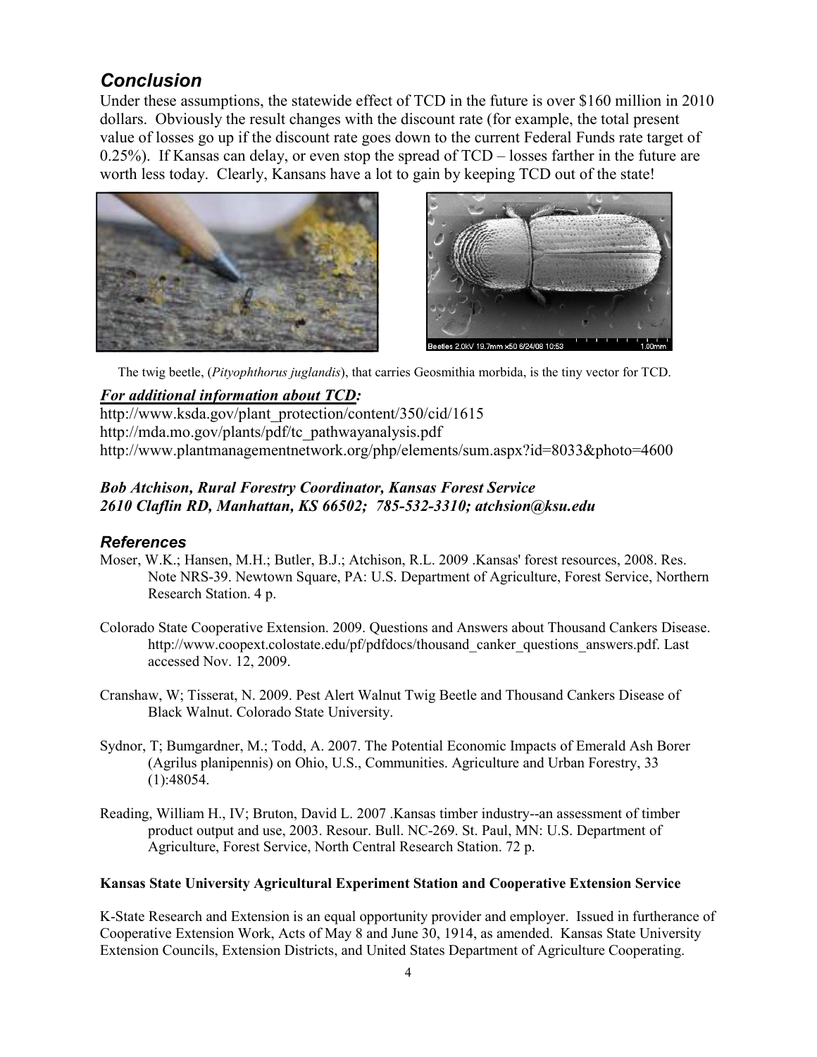## *Conclusion*

Under these assumptions, the statewide effect of TCD in the future is over $160 million in 2010 dollars. Obviously the result changes with the discount rate (for example, the total present value of losses go up if the discount rate goes down to the current Federal Funds rate target of 0.25%). If Kansas can delay, or even stop the spread of TCD – losses farther in the future are worth less today. Clearly, Kansans have a lot to gain by keeping TCD out of the state!

The twig beetle, (*Pityophthorus juglandis*), that carries Geosmithia morbida, is the tiny vector for TCD.

### ***For additional information about TCD:***

http://www.ksda.gov/plant_protection/content/350/cid/1615
http://mda.mo.gov/plants/pdf/tc_pathwayanalysis.pdf
http://www.plantmanagementnetwork.org/php/elements/sum.aspx?id=8033&photo=4600

***Bob Atchison, Rural Forestry Coordinator, Kansas Forest Service***
***2610 Claflin RD, Manhattan, KS 66502; 785-532-3310; atchsion@ksu.edu***

## *References*

Moser, W.K.; Hansen, M.H.; Butler, B.J.; Atchison, R.L. 2009 .Kansas' forest resources, 2008. Res. Note NRS-39. Newtown Square, PA: U.S. Department of Agriculture, Forest Service, Northern Research Station. 4 p.

Colorado State Cooperative Extension. 2009. Questions and Answers about Thousand Cankers Disease. http://www.coopext.colostate.edu/pf/pdfdocs/thousand_canker_questions_answers.pdf. Last accessed Nov. 12, 2009.

Cranshaw, W; Tisserat, N. 2009. Pest Alert Walnut Twig Beetle and Thousand Cankers Disease of Black Walnut. Colorado State University.

Sydnor, T; Bumgardner, M.; Todd, A. 2007. The Potential Economic Impacts of Emerald Ash Borer (Agrilus planipennis) on Ohio, U.S., Communities. Agriculture and Urban Forestry, 33 (1):48054.

Reading, William H., IV; Bruton, David L. 2007 .Kansas timber industry--an assessment of timber product output and use, 2003. Resour. Bull. NC-269. St. Paul, MN: U.S. Department of Agriculture, Forest Service, North Central Research Station. 72 p.

**Kansas State University Agricultural Experiment Station and Cooperative Extension Service**

K-State Research and Extension is an equal opportunity provider and employer. Issued in furtherance of Cooperative Extension Work, Acts of May 8 and June 30, 1914, as amended. Kansas State University Extension Councils, Extension Districts, and United States Department of Agriculture Cooperating.